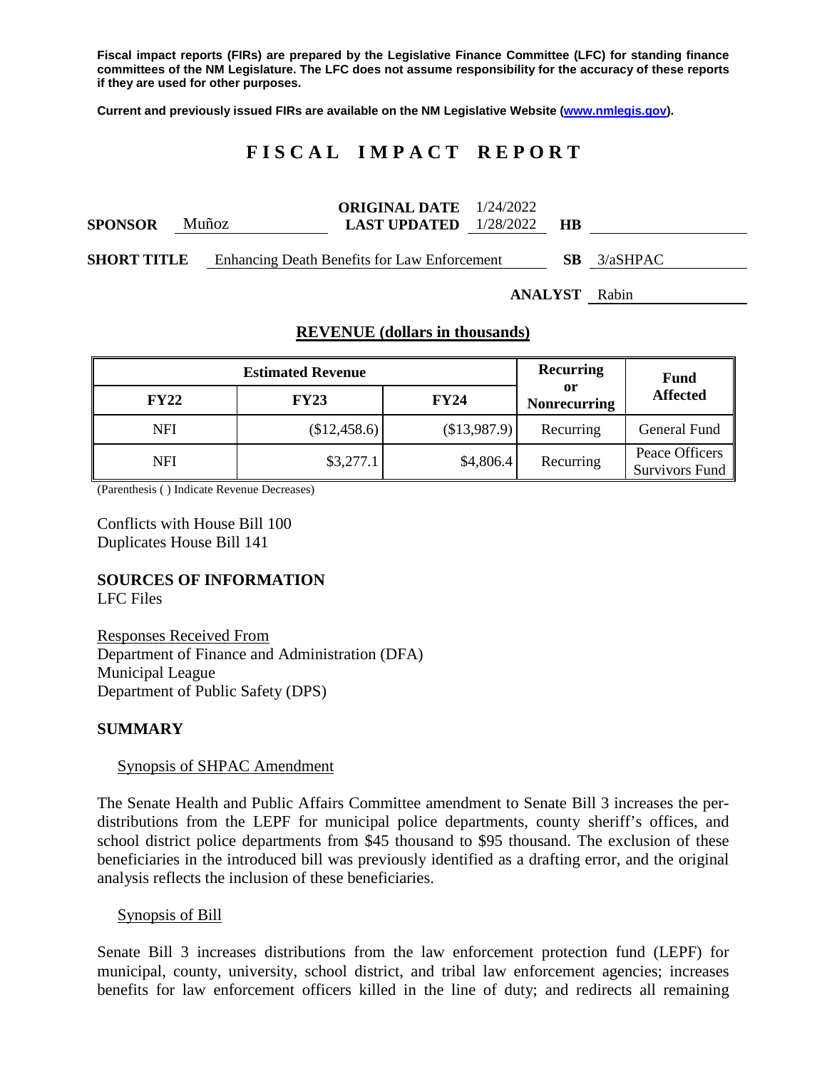**Fiscal impact reports (FIRs) are prepared by the Legislative Finance Committee (LFC) for standing finance committees of the NM Legislature. The LFC does not assume responsibility for the accuracy of these reports if they are used for other purposes.**

**Current and previously issued FIRs are available on the NM Legislative Website (www.nmlegis.gov).**

# FISCAL IMPACT REPORT

| | | | | | |
|---|---|---|---|---|---|
| **SPONSOR** | Muñoz | **ORIGINAL DATE** / **LAST UPDATED** | 1/24/2022 / 1/28/2022 | **HB** | |
| **SHORT TITLE** | Enhancing Death Benefits for Law Enforcement | | | **SB** | 3/aSHPAC |
| | | | | **ANALYST** | Rabin |

## REVENUE (dollars in thousands)

| Estimated Revenue | | | Recurring or Nonrecurring | Fund Affected |
|---|---|---|---|---|
| **FY22** | **FY23** | **FY24** | | |
| NFI | ($12,458.6) | ($13,987.9) | Recurring | General Fund |
| NFI | $3,277.1 | $4,806.4 | Recurring | Peace Officers Survivors Fund |

(Parenthesis ( ) Indicate Revenue Decreases)

Conflicts with House Bill 100
Duplicates House Bill 141

### SOURCES OF INFORMATION
LFC Files

Responses Received From
Department of Finance and Administration (DFA)
Municipal League
Department of Public Safety (DPS)

### SUMMARY

Synopsis of SHPAC Amendment

The Senate Health and Public Affairs Committee amendment to Senate Bill 3 increases the per-distributions from the LEPF for municipal police departments, county sheriff's offices, and school district police departments from $45 thousand to $95 thousand. The exclusion of these beneficiaries in the introduced bill was previously identified as a drafting error, and the original analysis reflects the inclusion of these beneficiaries.

Synopsis of Bill

Senate Bill 3 increases distributions from the law enforcement protection fund (LEPF) for municipal, county, university, school district, and tribal law enforcement agencies; increases benefits for law enforcement officers killed in the line of duty; and redirects all remaining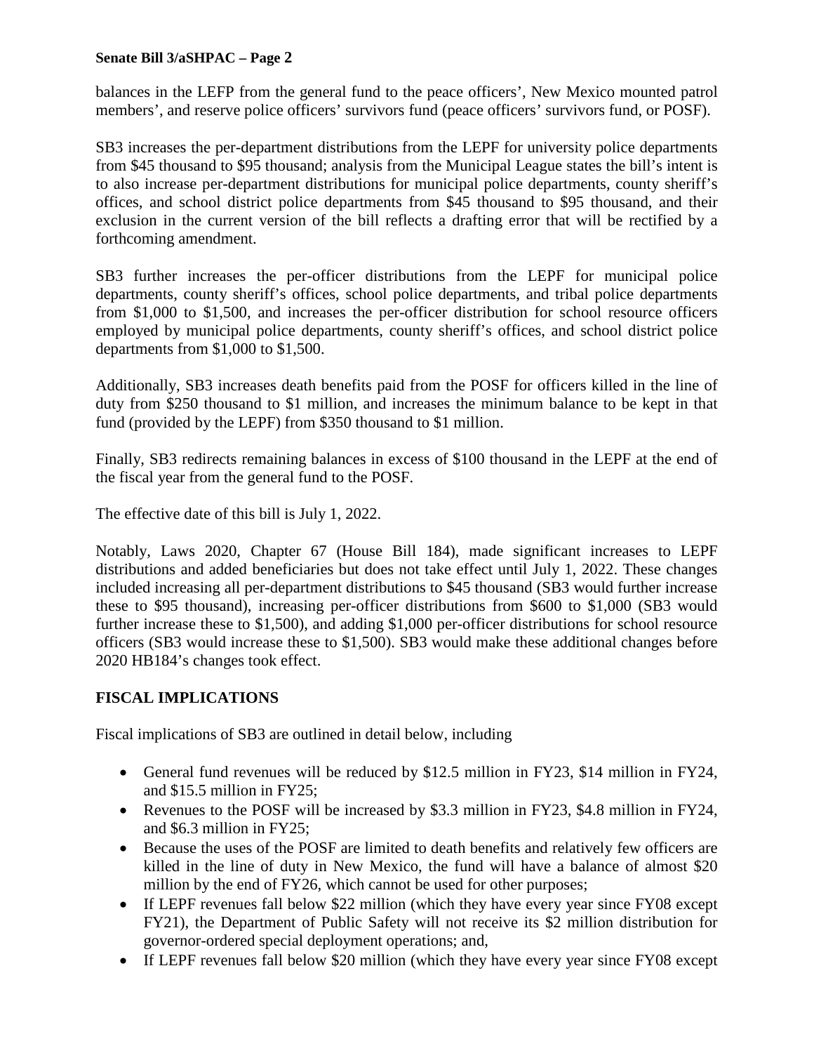balances in the LEFP from the general fund to the peace officers', New Mexico mounted patrol members', and reserve police officers' survivors fund (peace officers' survivors fund, or POSF).

SB3 increases the per-department distributions from the LEPF for university police departments from $45 thousand to $95 thousand; analysis from the Municipal League states the bill's intent is to also increase per-department distributions for municipal police departments, county sheriff's offices, and school district police departments from $45 thousand to $95 thousand, and their exclusion in the current version of the bill reflects a drafting error that will be rectified by a forthcoming amendment.

SB3 further increases the per-officer distributions from the LEPF for municipal police departments, county sheriff's offices, school police departments, and tribal police departments from $1,000 to $1,500, and increases the per-officer distribution for school resource officers employed by municipal police departments, county sheriff's offices, and school district police departments from $1,000 to $1,500.

Additionally, SB3 increases death benefits paid from the POSF for officers killed in the line of duty from $250 thousand to $1 million, and increases the minimum balance to be kept in that fund (provided by the LEPF) from $350 thousand to $1 million.

Finally, SB3 redirects remaining balances in excess of $100 thousand in the LEPF at the end of the fiscal year from the general fund to the POSF.

The effective date of this bill is July 1, 2022.

Notably, Laws 2020, Chapter 67 (House Bill 184), made significant increases to LEPF distributions and added beneficiaries but does not take effect until July 1, 2022. These changes included increasing all per-department distributions to $45 thousand (SB3 would further increase these to $95 thousand), increasing per-officer distributions from $600 to $1,000 (SB3 would further increase these to $1,500), and adding $1,000 per-officer distributions for school resource officers (SB3 would increase these to $1,500). SB3 would make these additional changes before 2020 HB184's changes took effect.

## FISCAL IMPLICATIONS

Fiscal implications of SB3 are outlined in detail below, including

- General fund revenues will be reduced by $12.5 million in FY23, $14 million in FY24, and $15.5 million in FY25;
- Revenues to the POSF will be increased by $3.3 million in FY23, $4.8 million in FY24, and $6.3 million in FY25;
- Because the uses of the POSF are limited to death benefits and relatively few officers are killed in the line of duty in New Mexico, the fund will have a balance of almost $20 million by the end of FY26, which cannot be used for other purposes;
- If LEPF revenues fall below $22 million (which they have every year since FY08 except FY21), the Department of Public Safety will not receive its $2 million distribution for governor-ordered special deployment operations; and,
- If LEPF revenues fall below $20 million (which they have every year since FY08 except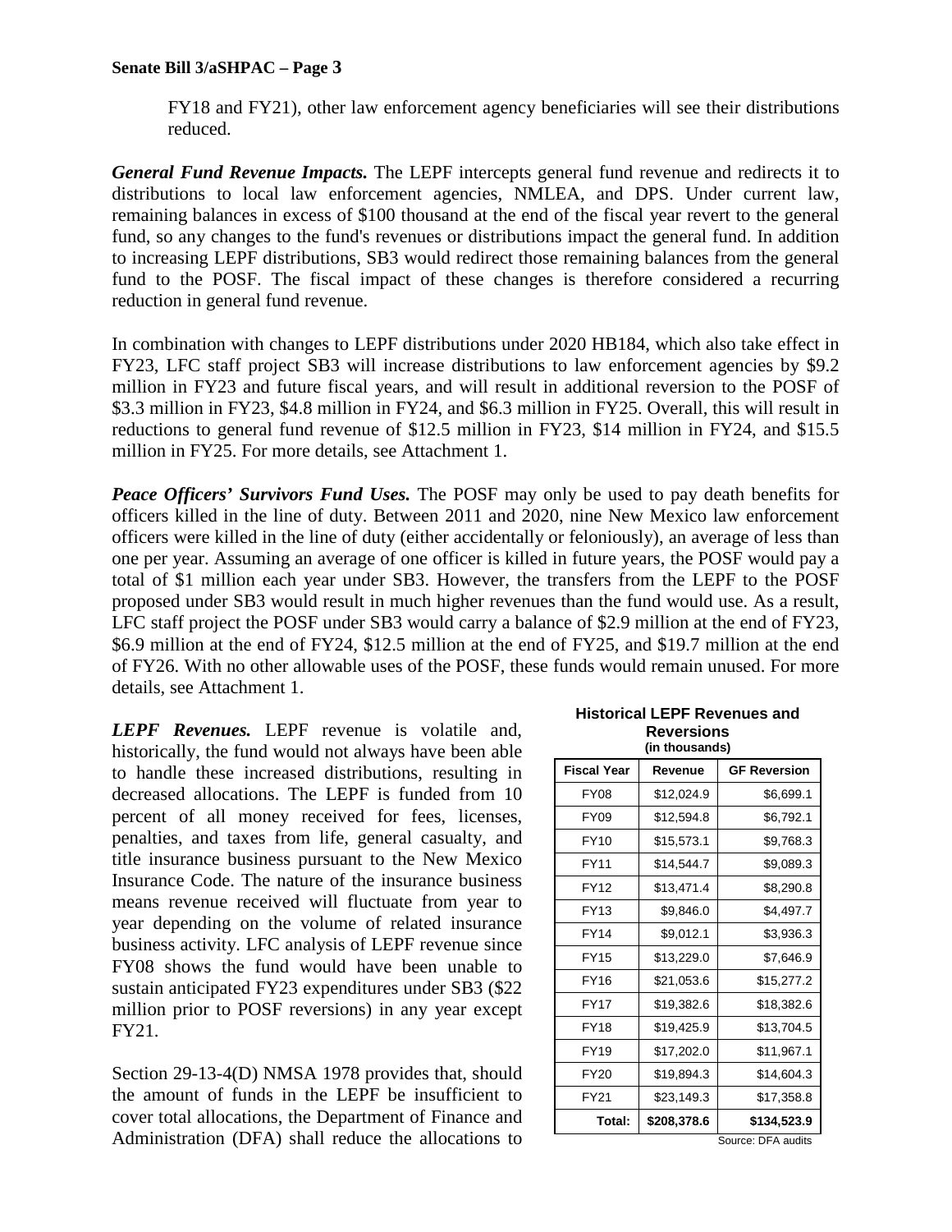FY18 and FY21), other law enforcement agency beneficiaries will see their distributions reduced.

***General Fund Revenue Impacts.*** The LEPF intercepts general fund revenue and redirects it to distributions to local law enforcement agencies, NMLEA, and DPS. Under current law, remaining balances in excess of $100 thousand at the end of the fiscal year revert to the general fund, so any changes to the fund's revenues or distributions impact the general fund. In addition to increasing LEPF distributions, SB3 would redirect those remaining balances from the general fund to the POSF. The fiscal impact of these changes is therefore considered a recurring reduction in general fund revenue.

In combination with changes to LEPF distributions under 2020 HB184, which also take effect in FY23, LFC staff project SB3 will increase distributions to law enforcement agencies by $9.2 million in FY23 and future fiscal years, and will result in additional reversion to the POSF of $3.3 million in FY23, $4.8 million in FY24, and $6.3 million in FY25. Overall, this will result in reductions to general fund revenue of $12.5 million in FY23, $14 million in FY24, and $15.5 million in FY25. For more details, see Attachment 1.

***Peace Officers' Survivors Fund Uses.*** The POSF may only be used to pay death benefits for officers killed in the line of duty. Between 2011 and 2020, nine New Mexico law enforcement officers were killed in the line of duty (either accidentally or feloniously), an average of less than one per year. Assuming an average of one officer is killed in future years, the POSF would pay a total of $1 million each year under SB3. However, the transfers from the LEPF to the POSF proposed under SB3 would result in much higher revenues than the fund would use. As a result, LFC staff project the POSF under SB3 would carry a balance of $2.9 million at the end of FY23, $6.9 million at the end of FY24, $12.5 million at the end of FY25, and $19.7 million at the end of FY26. With no other allowable uses of the POSF, these funds would remain unused. For more details, see Attachment 1.

***LEPF Revenues.*** LEPF revenue is volatile and, historically, the fund would not always have been able to handle these increased distributions, resulting in decreased allocations. The LEPF is funded from 10 percent of all money received for fees, licenses, penalties, and taxes from life, general casualty, and title insurance business pursuant to the New Mexico Insurance Code. The nature of the insurance business means revenue received will fluctuate from year to year depending on the volume of related insurance business activity. LFC analysis of LEPF revenue since FY08 shows the fund would have been unable to sustain anticipated FY23 expenditures under SB3 ($22 million prior to POSF reversions) in any year except FY21.

**Historical LEPF Revenues and Reversions**
**(in thousands)**

| Fiscal Year | Revenue | GF Reversion |
|---|---|---|
| FY08 | $12,024.9 | $6,699.1 |
| FY09 | $12,594.8 | $6,792.1 |
| FY10 | $15,573.1 | $9,768.3 |
| FY11 | $14,544.7 | $9,089.3 |
| FY12 | $13,471.4 | $8,290.8 |
| FY13 | $9,846.0 | $4,497.7 |
| FY14 | $9,012.1 | $3,936.3 |
| FY15 | $13,229.0 | $7,646.9 |
| FY16 | $21,053.6 | $15,277.2 |
| FY17 | $19,382.6 | $18,382.6 |
| FY18 | $19,425.9 | $13,704.5 |
| FY19 | $17,202.0 | $11,967.1 |
| FY20 | $19,894.3 | $14,604.3 |
| FY21 | $23,149.3 | $17,358.8 |
| **Total:** | **$208,378.6** | **$134,523.9** |

Source: DFA audits

Section 29-13-4(D) NMSA 1978 provides that, should the amount of funds in the LEPF be insufficient to cover total allocations, the Department of Finance and Administration (DFA) shall reduce the allocations to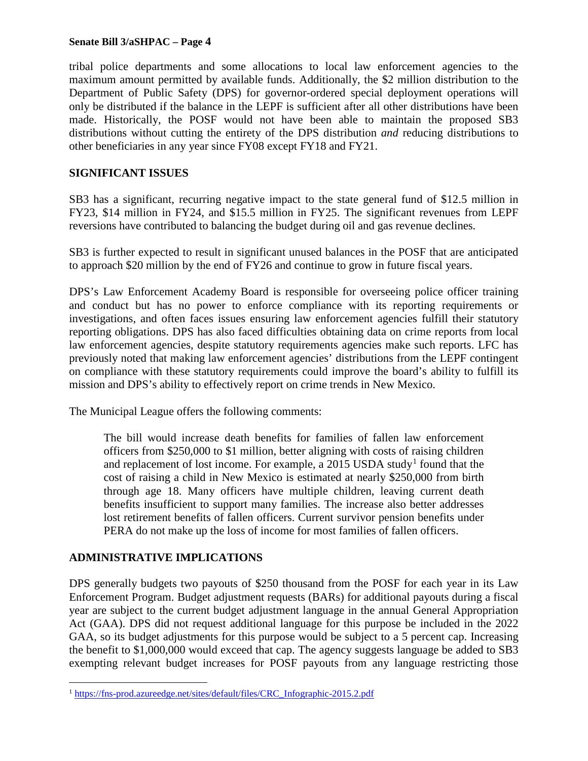tribal police departments and some allocations to local law enforcement agencies to the maximum amount permitted by available funds. Additionally, the $2 million distribution to the Department of Public Safety (DPS) for governor-ordered special deployment operations will only be distributed if the balance in the LEPF is sufficient after all other distributions have been made. Historically, the POSF would not have been able to maintain the proposed SB3 distributions without cutting the entirety of the DPS distribution *and* reducing distributions to other beneficiaries in any year since FY08 except FY18 and FY21.

## SIGNIFICANT ISSUES

SB3 has a significant, recurring negative impact to the state general fund of $12.5 million in FY23, $14 million in FY24, and $15.5 million in FY25. The significant revenues from LEPF reversions have contributed to balancing the budget during oil and gas revenue declines.

SB3 is further expected to result in significant unused balances in the POSF that are anticipated to approach $20 million by the end of FY26 and continue to grow in future fiscal years.

DPS's Law Enforcement Academy Board is responsible for overseeing police officer training and conduct but has no power to enforce compliance with its reporting requirements or investigations, and often faces issues ensuring law enforcement agencies fulfill their statutory reporting obligations. DPS has also faced difficulties obtaining data on crime reports from local law enforcement agencies, despite statutory requirements agencies make such reports. LFC has previously noted that making law enforcement agencies' distributions from the LEPF contingent on compliance with these statutory requirements could improve the board's ability to fulfill its mission and DPS's ability to effectively report on crime trends in New Mexico.

The Municipal League offers the following comments:

> The bill would increase death benefits for families of fallen law enforcement officers from $250,000 to $1 million, better aligning with costs of raising children and replacement of lost income. For example, a 2015 USDA study[1] found that the cost of raising a child in New Mexico is estimated at nearly $250,000 from birth through age 18. Many officers have multiple children, leaving current death benefits insufficient to support many families. The increase also better addresses lost retirement benefits of fallen officers. Current survivor pension benefits under PERA do not make up the loss of income for most families of fallen officers.

## ADMINISTRATIVE IMPLICATIONS

DPS generally budgets two payouts of $250 thousand from the POSF for each year in its Law Enforcement Program. Budget adjustment requests (BARs) for additional payouts during a fiscal year are subject to the current budget adjustment language in the annual General Appropriation Act (GAA). DPS did not request additional language for this purpose be included in the 2022 GAA, so its budget adjustments for this purpose would be subject to a 5 percent cap. Increasing the benefit to $1,000,000 would exceed that cap. The agency suggests language be added to SB3 exempting relevant budget increases for POSF payouts from any language restricting those

---

[1] https://fns-prod.azureedge.net/sites/default/files/CRC_Infographic-2015.2.pdf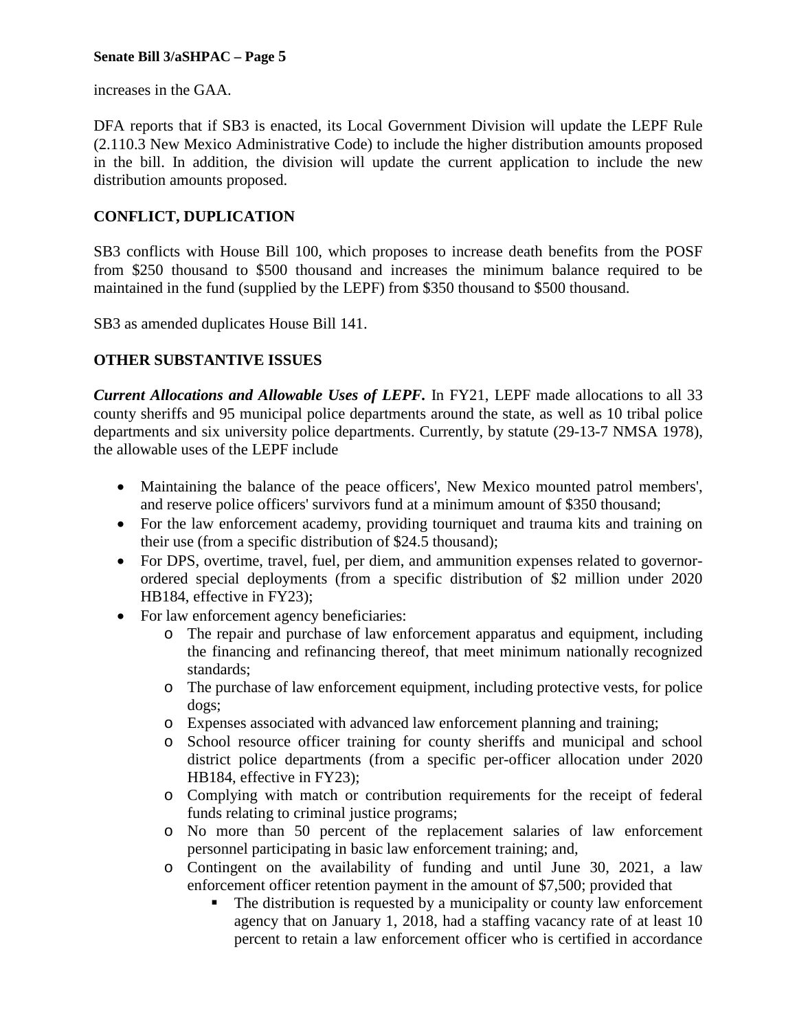increases in the GAA.

DFA reports that if SB3 is enacted, its Local Government Division will update the LEPF Rule (2.110.3 New Mexico Administrative Code) to include the higher distribution amounts proposed in the bill. In addition, the division will update the current application to include the new distribution amounts proposed.

## CONFLICT, DUPLICATION

SB3 conflicts with House Bill 100, which proposes to increase death benefits from the POSF from $250 thousand to $500 thousand and increases the minimum balance required to be maintained in the fund (supplied by the LEPF) from $350 thousand to $500 thousand.

SB3 as amended duplicates House Bill 141.

## OTHER SUBSTANTIVE ISSUES

***Current Allocations and Allowable Uses of LEPF.*** In FY21, LEPF made allocations to all 33 county sheriffs and 95 municipal police departments around the state, as well as 10 tribal police departments and six university police departments. Currently, by statute (29-13-7 NMSA 1978), the allowable uses of the LEPF include

- Maintaining the balance of the peace officers', New Mexico mounted patrol members', and reserve police officers' survivors fund at a minimum amount of $350 thousand;
- For the law enforcement academy, providing tourniquet and trauma kits and training on their use (from a specific distribution of $24.5 thousand);
- For DPS, overtime, travel, fuel, per diem, and ammunition expenses related to governor-ordered special deployments (from a specific distribution of $2 million under 2020 HB184, effective in FY23);
- For law enforcement agency beneficiaries:
  - The repair and purchase of law enforcement apparatus and equipment, including the financing and refinancing thereof, that meet minimum nationally recognized standards;
  - The purchase of law enforcement equipment, including protective vests, for police dogs;
  - Expenses associated with advanced law enforcement planning and training;
  - School resource officer training for county sheriffs and municipal and school district police departments (from a specific per-officer allocation under 2020 HB184, effective in FY23);
  - Complying with match or contribution requirements for the receipt of federal funds relating to criminal justice programs;
  - No more than 50 percent of the replacement salaries of law enforcement personnel participating in basic law enforcement training; and,
  - Contingent on the availability of funding and until June 30, 2021, a law enforcement officer retention payment in the amount of $7,500; provided that
    - The distribution is requested by a municipality or county law enforcement agency that on January 1, 2018, had a staffing vacancy rate of at least 10 percent to retain a law enforcement officer who is certified in accordance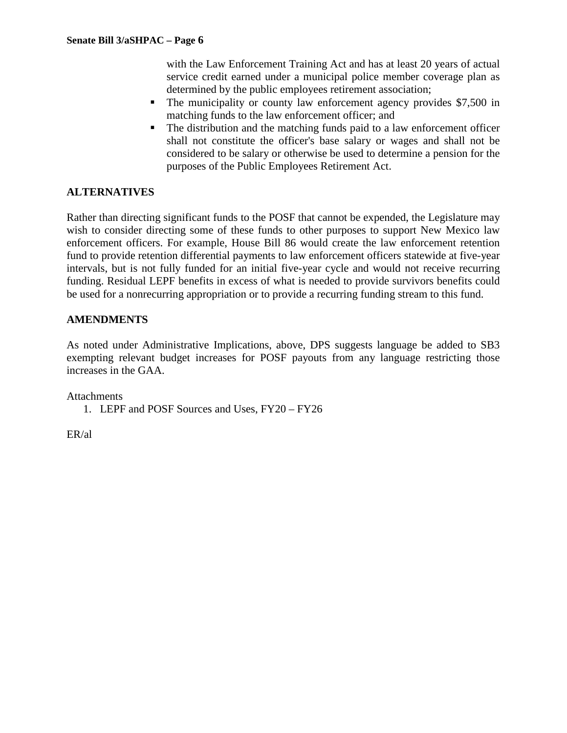with the Law Enforcement Training Act and has at least 20 years of actual service credit earned under a municipal police member coverage plan as determined by the public employees retirement association;

- The municipality or county law enforcement agency provides $7,500 in matching funds to the law enforcement officer; and
- The distribution and the matching funds paid to a law enforcement officer shall not constitute the officer's base salary or wages and shall not be considered to be salary or otherwise be used to determine a pension for the purposes of the Public Employees Retirement Act.

**ALTERNATIVES**

Rather than directing significant funds to the POSF that cannot be expended, the Legislature may wish to consider directing some of these funds to other purposes to support New Mexico law enforcement officers. For example, House Bill 86 would create the law enforcement retention fund to provide retention differential payments to law enforcement officers statewide at five-year intervals, but is not fully funded for an initial five-year cycle and would not receive recurring funding. Residual LEPF benefits in excess of what is needed to provide survivors benefits could be used for a nonrecurring appropriation or to provide a recurring funding stream to this fund.

**AMENDMENTS**

As noted under Administrative Implications, above, DPS suggests language be added to SB3 exempting relevant budget increases for POSF payouts from any language restricting those increases in the GAA.

Attachments

1. LEPF and POSF Sources and Uses, FY20 – FY26

ER/al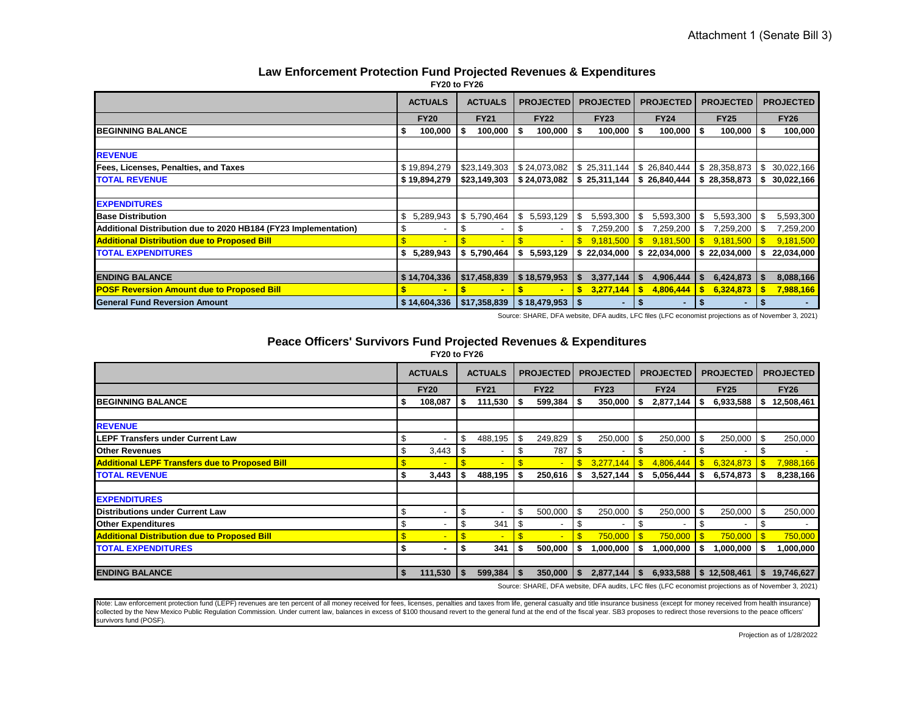Attachment 1 (Senate Bill 3)

## Law Enforcement Protection Fund Projected Revenues & Expenditures

**FY20 to FY26**

| | ACTUALS | ACTUALS | PROJECTED | PROJECTED | PROJECTED | PROJECTED | PROJECTED |
|---|---|---|---|---|---|---|---|
| | FY20 | FY21 | FY22 | FY23 | FY24 | FY25 | FY26 |
| **BEGINNING BALANCE** | $ 100,000 | $ 100,000 | $ 100,000 | $ 100,000 | $ 100,000 | $ 100,000 | $ 100,000 |
| | | | | | | | |
| **REVENUE** | | | | | | | |
| **Fees, Licenses, Penalties, and Taxes** | $ 19,894,279 | $23,149,303 | $ 24,073,082 | $ 25,311,144 | $ 26,840,444 | $ 28,358,873 | $ 30,022,166 |
| **TOTAL REVENUE** | $ 19,894,279 | $23,149,303 | $ 24,073,082 | $ 25,311,144 | $ 26,840,444 | $ 28,358,873 | $ 30,022,166 |
| | | | | | | | |
| **EXPENDITURES** | | | | | | | |
| **Base Distribution** | $ 5,289,943 | $ 5,790,464 | $ 5,593,129 | $ 5,593,300 | $ 5,593,300 | $ 5,593,300 | $ 5,593,300 |
| **Additional Distribution due to 2020 HB184 (FY23 Implementation)** | $ - | $ - | $ - | $ 7,259,200 | $ 7,259,200 | $ 7,259,200 | $ 7,259,200 |
| **Additional Distribution due to Proposed Bill** | $ - | $ - | $ - | $ 9,181,500 | $ 9,181,500 | $ 9,181,500 | $ 9,181,500 |
| **TOTAL EXPENDITURES** | $ 5,289,943 | $ 5,790,464 | $ 5,593,129 | $ 22,034,000 | $ 22,034,000 | $ 22,034,000 | $ 22,034,000 |
| | | | | | | | |
| **ENDING BALANCE** | $ 14,704,336 | $17,458,839 | $ 18,579,953 | $ 3,377,144 | $ 4,906,444 | $ 6,424,873 | $ 8,088,166 |
| **POSF Reversion Amount due to Proposed Bill** | $ - | $ - | $ - | $ 3,277,144 | $ 4,806,444 | $ 6,324,873 | $ 7,988,166 |
| **General Fund Reversion Amount** | $ 14,604,336 | $17,358,839 | $ 18,479,953 | $ - | $ - | $ - | $ - |

Source: SHARE, DFA website, DFA audits, LFC files (LFC economist projections as of November 3, 2021)

## Peace Officers' Survivors Fund Projected Revenues & Expenditures

**FY20 to FY26**

| | ACTUALS | ACTUALS | PROJECTED | PROJECTED | PROJECTED | PROJECTED | PROJECTED |
|---|---|---|---|---|---|---|---|
| | FY20 | FY21 | FY22 | FY23 | FY24 | FY25 | FY26 |
| **BEGINNING BALANCE** | $ 108,087 | $ 111,530 | $ 599,384 | $ 350,000 | $ 2,877,144 | $ 6,933,588 | $ 12,508,461 |
| | | | | | | | |
| **REVENUE** | | | | | | | |
| **LEPF Transfers under Current Law** | $ - | $ 488,195 | $ 249,829 | $ 250,000 | $ 250,000 | $ 250,000 | $ 250,000 |
| **Other Revenues** | $ 3,443 | $ - | $ 787 | $ - | $ - | $ - | $ - |
| **Additional LEPF Transfers due to Proposed Bill** | $ - | $ - | $ - | $ 3,277,144 | $ 4,806,444 | $ 6,324,873 | $ 7,988,166 |
| **TOTAL REVENUE** | $ 3,443 | $ 488,195 | $ 250,616 | $ 3,527,144 | $ 5,056,444 | $ 6,574,873 | $ 8,238,166 |
| | | | | | | | |
| **EXPENDITURES** | | | | | | | |
| **Distributions under Current Law** | $ - | $ - | $ 500,000 | $ 250,000 | $ 250,000 | $ 250,000 | $ 250,000 |
| **Other Expenditures** | $ - | $ 341 | $ - | $ - | $ - | $ - | $ - |
| **Additional Distribution due to Proposed Bill** | $ - | $ - | $ - | $ 750,000 | $ 750,000 | $ 750,000 | $ 750,000 |
| **TOTAL EXPENDITURES** | $ - | $ 341 | $ 500,000 | $ 1,000,000 | $ 1,000,000 | $ 1,000,000 | $ 1,000,000 |
| | | | | | | | |
| **ENDING BALANCE** | $ 111,530 | $ 599,384 | $ 350,000 | $ 2,877,144 | $ 6,933,588 | $ 12,508,461 | $ 19,746,627 |

Source: SHARE, DFA website, DFA audits, LFC files (LFC economist projections as of November 3, 2021)

Note: Law enforcement protection fund (LEPF) revenues are ten percent of all money received for fees, licenses, penalties and taxes from life, general casualty and title insurance business (except for money received from health insurance) collected by the New Mexico Public Regulation Commission. Under current law, balances in excess of $100 thousand revert to the general fund at the end of the fiscal year. SB3 proposes to redirect those reversions to the peace officers' survivors fund (POSF).

Projection as of 1/28/2022